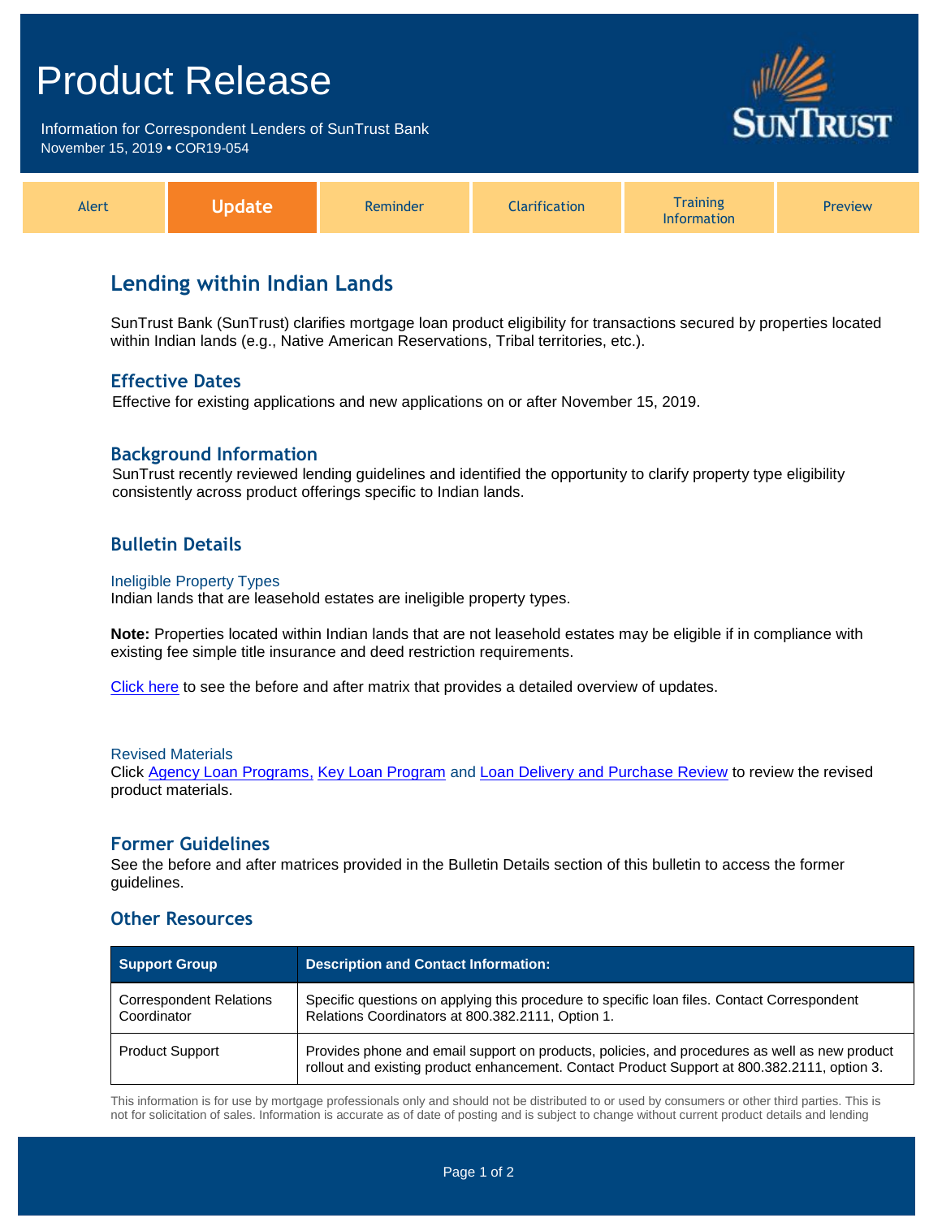# Product Release

Information for Correspondent Lenders of SunTrust Bank
November 15, 2019 • COR19-054

SUNTRUST

| Alert | **Update** | Reminder | Clarification | Training Information | Preview |
|---|---|---|---|---|---|

## Lending within Indian Lands

SunTrust Bank (SunTrust) clarifies mortgage loan product eligibility for transactions secured by properties located within Indian lands (e.g., Native American Reservations, Tribal territories, etc.).

### Effective Dates

Effective for existing applications and new applications on or after November 15, 2019.

### Background Information

SunTrust recently reviewed lending guidelines and identified the opportunity to clarify property type eligibility consistently across product offerings specific to Indian lands.

### Bulletin Details

#### Ineligible Property Types

Indian lands that are leasehold estates are ineligible property types.

**Note:** Properties located within Indian lands that are not leasehold estates may be eligible if in compliance with existing fee simple title insurance and deed restriction requirements.

Click here to see the before and after matrix that provides a detailed overview of updates.

#### Revised Materials

Click Agency Loan Programs, Key Loan Program and Loan Delivery and Purchase Review to review the revised product materials.

### Former Guidelines

See the before and after matrices provided in the Bulletin Details section of this bulletin to access the former guidelines.

### Other Resources

| Support Group | Description and Contact Information: |
|---|---|
| Correspondent Relations Coordinator | Specific questions on applying this procedure to specific loan files. Contact Correspondent Relations Coordinators at 800.382.2111, Option 1. |
| Product Support | Provides phone and email support on products, policies, and procedures as well as new product rollout and existing product enhancement. Contact Product Support at 800.382.2111, option 3. |

This information is for use by mortgage professionals only and should not be distributed to or used by consumers or other third parties. This is not for solicitation of sales. Information is accurate as of date of posting and is subject to change without current product details and lending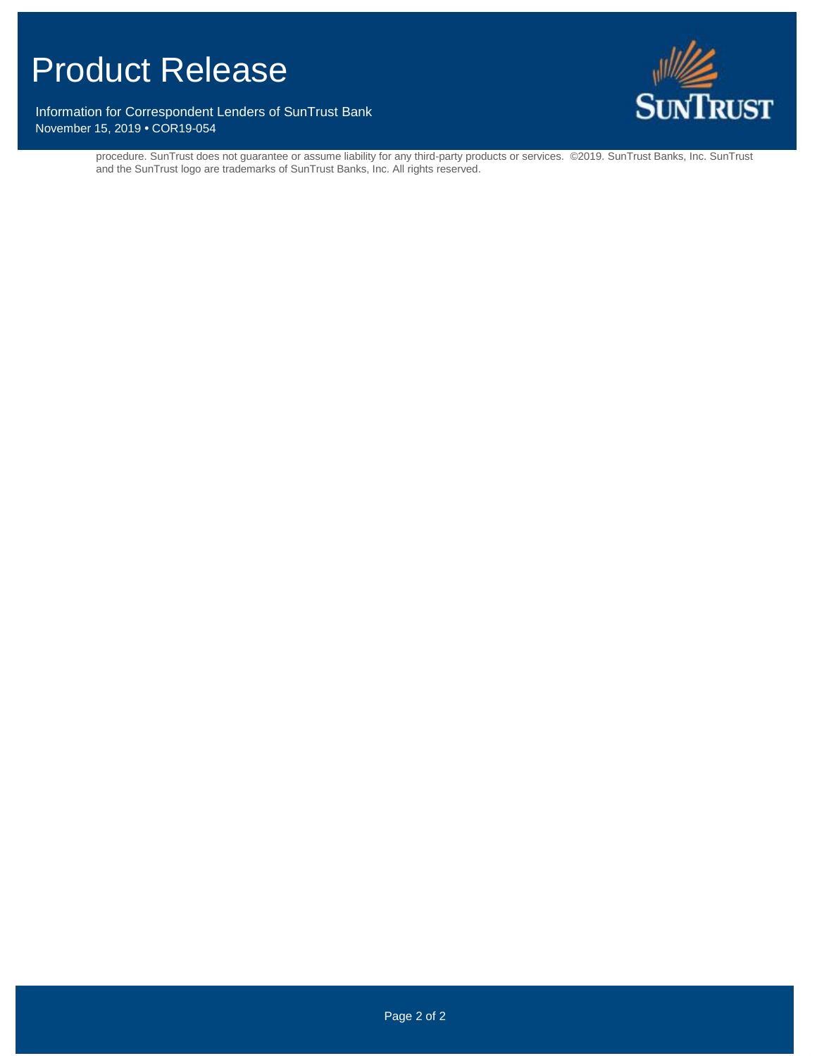procedure. SunTrust does not guarantee or assume liability for any third-party products or services. ©2019. SunTrust Banks, Inc. SunTrust and the SunTrust logo are trademarks of SunTrust Banks, Inc. All rights reserved.